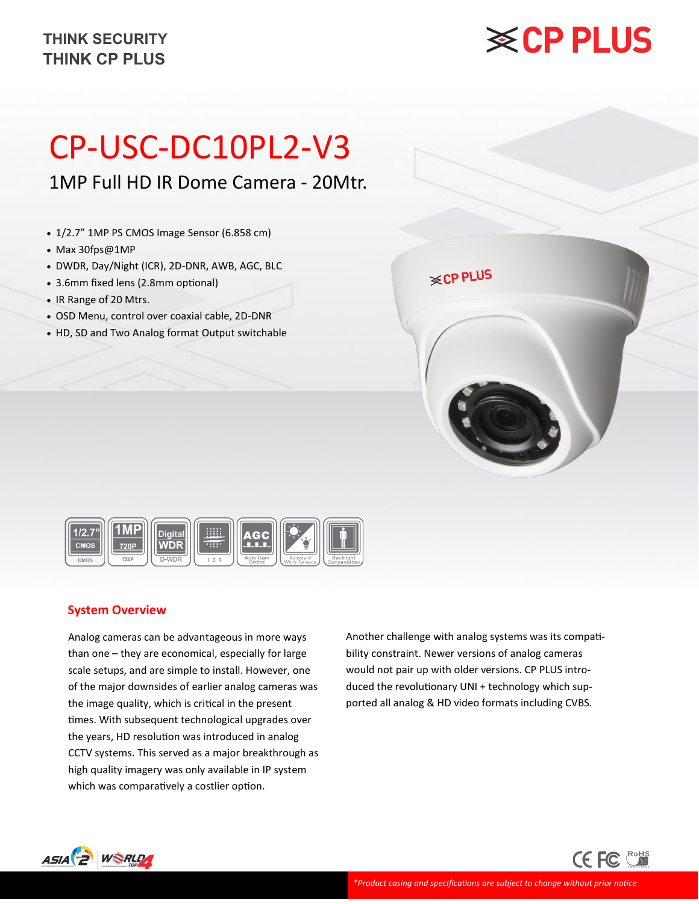THINK SECURITY
THINK CP PLUS

# CP-USC-DC10PL2-V3

## 1MP Full HD IR Dome Camera - 20Mtr.

- 1/2.7” 1MP PS CMOS Image Sensor (6.858 cm)
- Max 30fps@1MP
- DWDR, Day/Night (ICR), 2D-DNR, AWB, AGC, BLC
- 3.6mm fixed lens (2.8mm optional)
- IR Range of 20 Mtrs.
- OSD Menu, control over coaxial cable, 2D-DNR
- HD, SD and Two Analog format Output switchable

### System Overview

Analog cameras can be advantageous in more ways than one – they are economical, especially for large scale setups, and are simple to install. However, one of the major downsides of earlier analog cameras was the image quality, which is critical in the present times. With subsequent technological upgrades over the years, HD resolution was introduced in analog CCTV systems. This served as a major breakthrough as high quality imagery was only available in IP system which was comparatively a costlier option.

Another challenge with analog systems was its compatibility constraint. Newer versions of analog cameras would not pair up with older versions. CP PLUS introduced the revolutionary UNI + technology which supported all analog & HD video formats including CVBS.

*\*Product casing and specifications are subject to change without prior notice*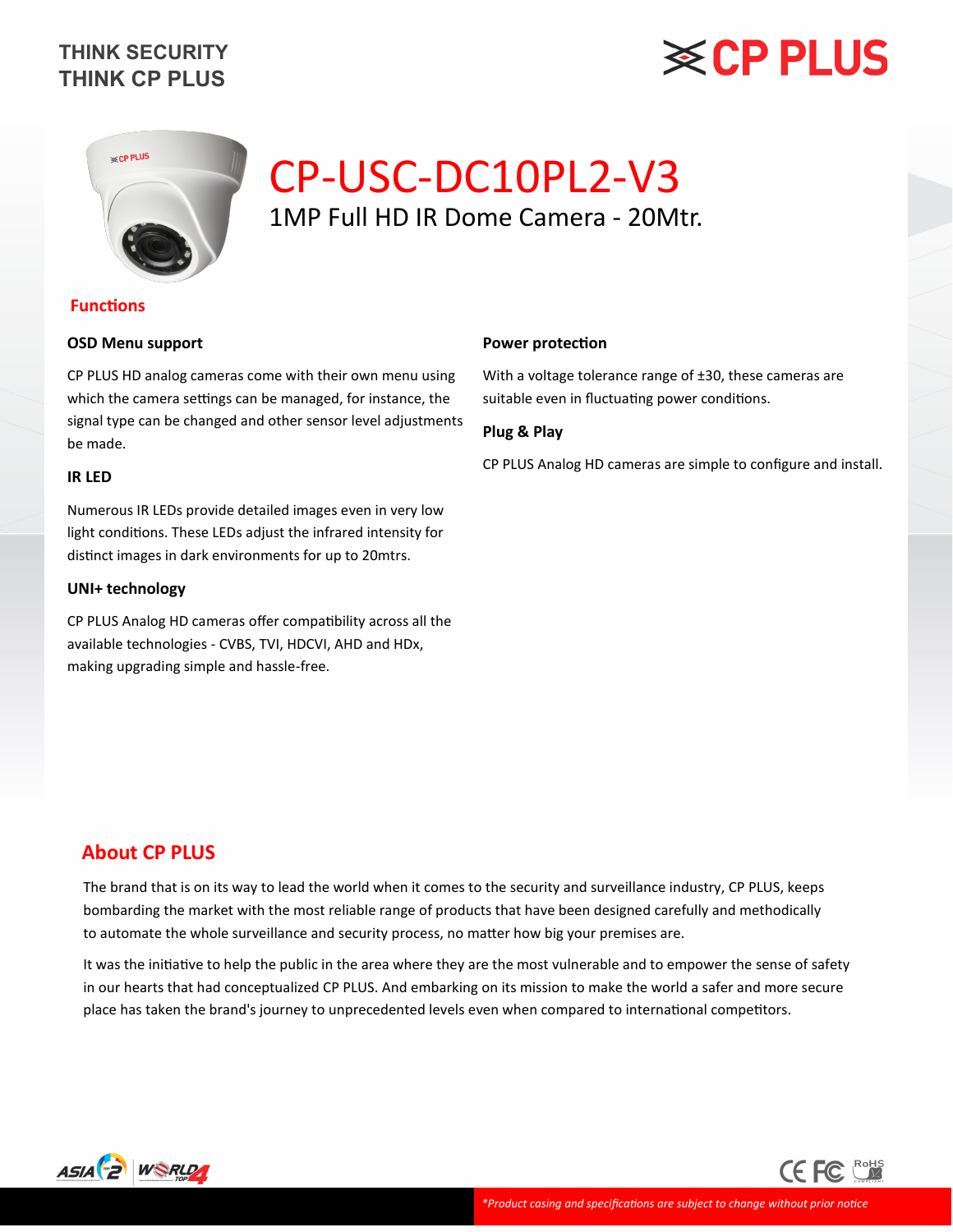# CP-USC-DC10PL2-V3

1MP Full HD IR Dome Camera - 20Mtr.

## Functions

### OSD Menu support

CP PLUS HD analog cameras come with their own menu using which the camera settings can be managed, for instance, the signal type can be changed and other sensor level adjustments be made.

### IR LED

Numerous IR LEDs provide detailed images even in very low light conditions. These LEDs adjust the infrared intensity for distinct images in dark environments for up to 20mtrs.

### UNI+ technology

CP PLUS Analog HD cameras offer compatibility across all the available technologies - CVBS, TVI, HDCVI, AHD and HDx, making upgrading simple and hassle-free.

### Power protection

With a voltage tolerance range of ±30, these cameras are suitable even in fluctuating power conditions.

### Plug & Play

CP PLUS Analog HD cameras are simple to configure and install.

## About CP PLUS

The brand that is on its way to lead the world when it comes to the security and surveillance industry, CP PLUS, keeps bombarding the market with the most reliable range of products that have been designed carefully and methodically to automate the whole surveillance and security process, no matter how big your premises are.

It was the initiative to help the public in the area where they are the most vulnerable and to empower the sense of safety in our hearts that had conceptualized CP PLUS. And embarking on its mission to make the world a safer and more secure place has taken the brand's journey to unprecedented levels even when compared to international competitors.

*Product casing and specifications are subject to change without prior notice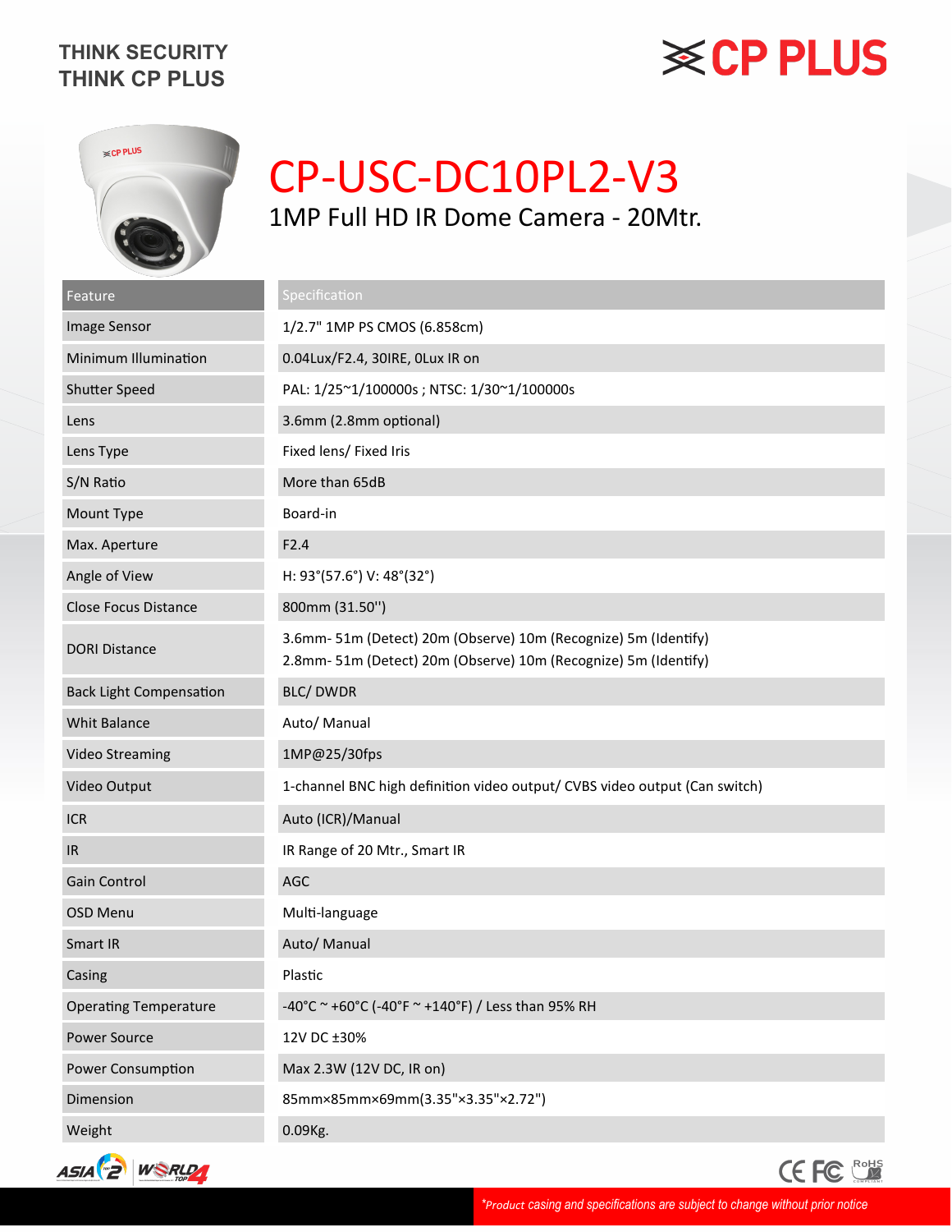THINK SECURITY
THINK CP PLUS

CP PLUS

# CP-USC-DC10PL2-V3

## 1MP Full HD IR Dome Camera - 20Mtr.

| Feature | Specification |
|---|---|
| Image Sensor | 1/2.7" 1MP PS CMOS (6.858cm) |
| Minimum Illumination | 0.04Lux/F2.4, 30IRE, 0Lux IR on |
| Shutter Speed | PAL: 1/25~1/100000s ; NTSC: 1/30~1/100000s |
| Lens | 3.6mm (2.8mm optional) |
| Lens Type | Fixed lens/ Fixed Iris |
| S/N Ratio | More than 65dB |
| Mount Type | Board-in |
| Max. Aperture | F2.4 |
| Angle of View | H: 93°(57.6°) V: 48°(32°) |
| Close Focus Distance | 800mm (31.50'') |
| DORI Distance | 3.6mm- 51m (Detect) 20m (Observe) 10m (Recognize) 5m (Identify)<br>2.8mm- 51m (Detect) 20m (Observe) 10m (Recognize) 5m (Identify) |
| Back Light Compensation | BLC/ DWDR |
| Whit Balance | Auto/ Manual |
| Video Streaming | 1MP@25/30fps |
| Video Output | 1-channel BNC high definition video output/ CVBS video output (Can switch) |
| ICR | Auto (ICR)/Manual |
| IR | IR Range of 20 Mtr., Smart IR |
| Gain Control | AGC |
| OSD Menu | Multi-language |
| Smart IR | Auto/ Manual |
| Casing | Plastic |
| Operating Temperature | -40°C ~ +60°C (-40°F ~ +140°F) / Less than 95% RH |
| Power Source | 12V DC ±30% |
| Power Consumption | Max 2.3W (12V DC, IR on) |
| Dimension | 85mm×85mm×69mm(3.35"×3.35"×2.72") |
| Weight | 0.09Kg. |

*Product casing and specifications are subject to change without prior notice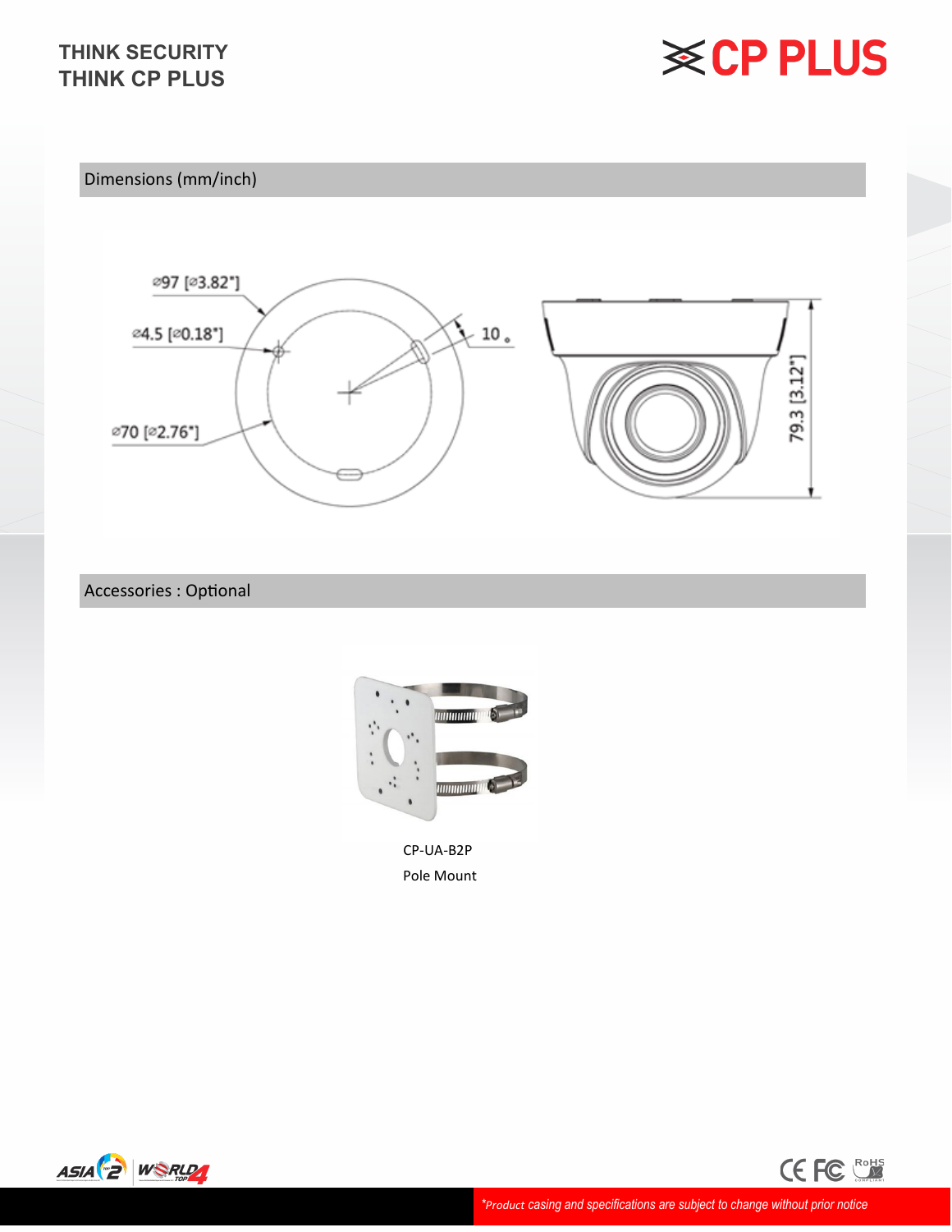## Dimensions (mm/inch)

⌀97 [⌀3.82"]

⌀4.5 [⌀0.18"]

⌀70 [⌀2.76"]

10°

79.3 [3.12"]

## Accessories : Optional

CP-UA-B2P

Pole Mount

*Product casing and specifications are subject to change without prior notice